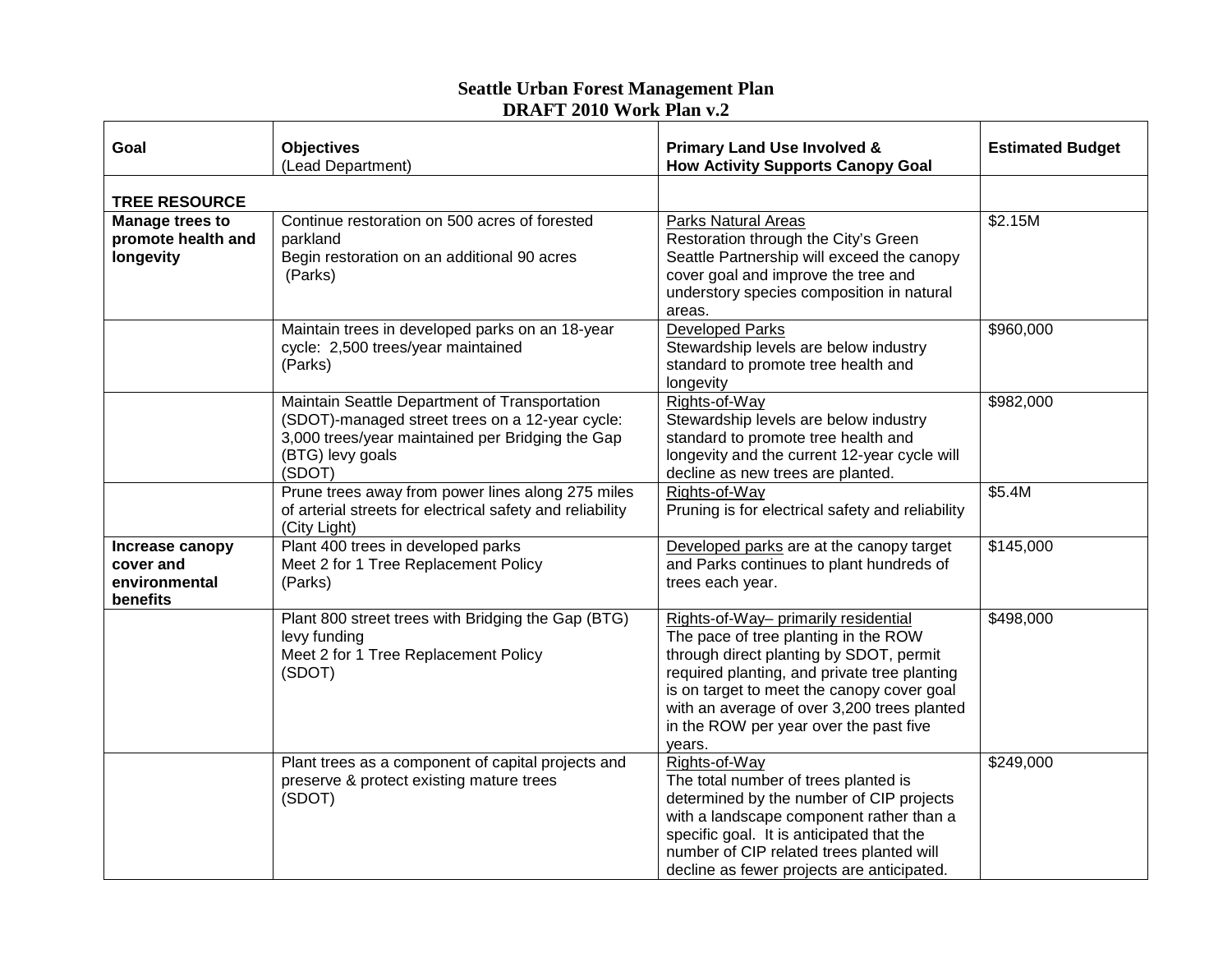# Seattle Urban Forest Management Plan
## DRAFT 2010 Work Plan v.2

| Goal | Objectives (Lead Department) | Primary Land Use Involved & How Activity Supports Canopy Goal | Estimated Budget |
|---|---|---|---|
| **TREE RESOURCE** | | | |
| **Manage trees to promote health and longevity** | Continue restoration on 500 acres of forested parkland<br>Begin restoration on an additional 90 acres<br>(Parks) | Parks Natural Areas<br>Restoration through the City's Green Seattle Partnership will exceed the canopy cover goal and improve the tree and understory species composition in natural areas. | $2.15M |
| | Maintain trees in developed parks on an 18-year cycle: 2,500 trees/year maintained<br>(Parks) | Developed Parks<br>Stewardship levels are below industry standard to promote tree health and longevity | $960,000 |
| | Maintain Seattle Department of Transportation (SDOT)-managed street trees on a 12-year cycle: 3,000 trees/year maintained per Bridging the Gap (BTG) levy goals<br>(SDOT) | Rights-of-Way<br>Stewardship levels are below industry standard to promote tree health and longevity and the current 12-year cycle will decline as new trees are planted. | $982,000 |
| | Prune trees away from power lines along 275 miles of arterial streets for electrical safety and reliability<br>(City Light) | Rights-of-Way<br>Pruning is for electrical safety and reliability | $5.4M |
| **Increase canopy cover and environmental benefits** | Plant 400 trees in developed parks<br>Meet 2 for 1 Tree Replacement Policy<br>(Parks) | Developed parks are at the canopy target and Parks continues to plant hundreds of trees each year. | $145,000 |
| | Plant 800 street trees with Bridging the Gap (BTG) levy funding<br>Meet 2 for 1 Tree Replacement Policy<br>(SDOT) | Rights-of-Way– primarily residential<br>The pace of tree planting in the ROW through direct planting by SDOT, permit required planting, and private tree planting is on target to meet the canopy cover goal with an average of over 3,200 trees planted in the ROW per year over the past five years. | $498,000 |
| | Plant trees as a component of capital projects and preserve & protect existing mature trees<br>(SDOT) | Rights-of-Way<br>The total number of trees planted is determined by the number of CIP projects with a landscape component rather than a specific goal. It is anticipated that the number of CIP related trees planted will decline as fewer projects are anticipated. | $249,000 |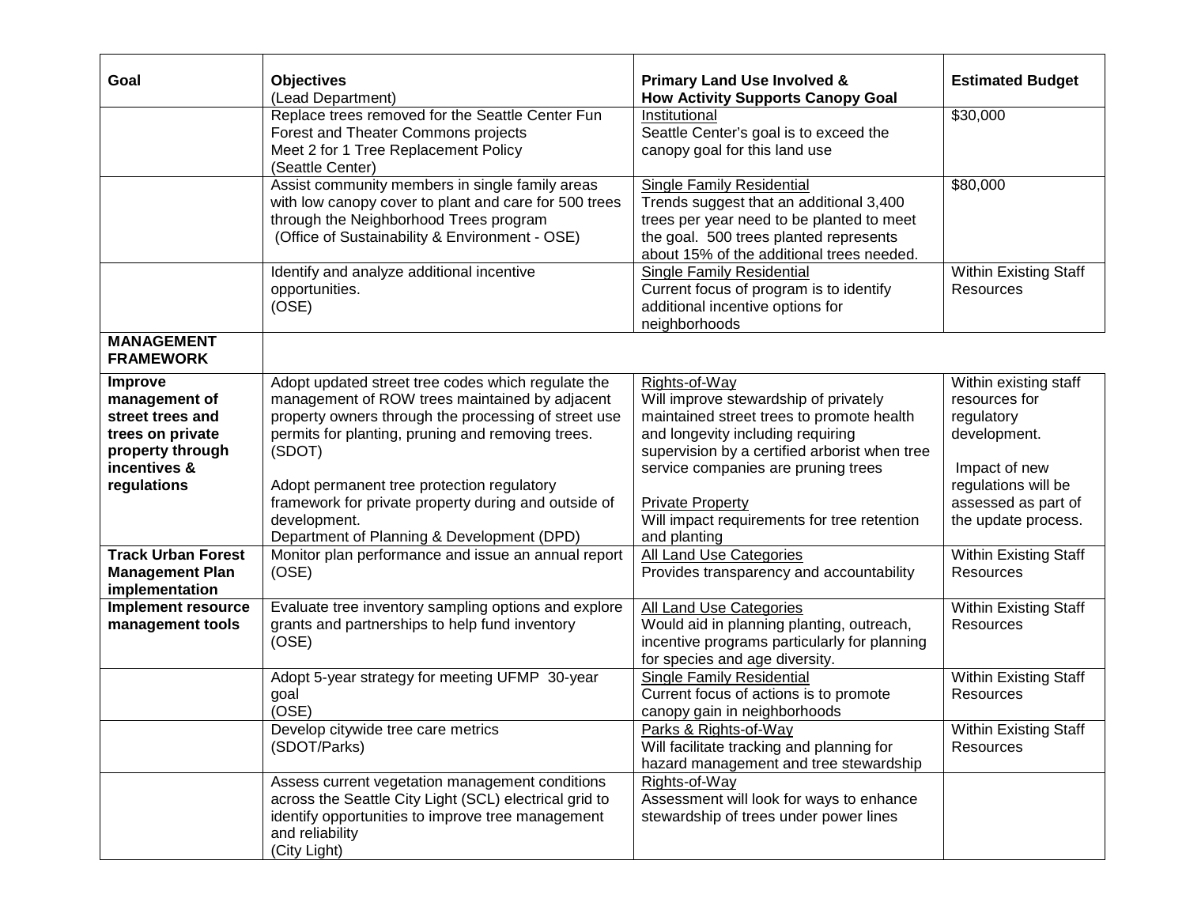| Goal | Objectives<br>(Lead Department) | Primary Land Use Involved &<br>How Activity Supports Canopy Goal | Estimated Budget |
|---|---|---|---|
| | Replace trees removed for the Seattle Center Fun Forest and Theater Commons projects<br>Meet 2 for 1 Tree Replacement Policy<br>(Seattle Center) | Institutional<br>Seattle Center's goal is to exceed the canopy goal for this land use | $30,000 |
| | Assist community members in single family areas with low canopy cover to plant and care for 500 trees through the Neighborhood Trees program<br>(Office of Sustainability & Environment - OSE) | Single Family Residential<br>Trends suggest that an additional 3,400 trees per year need to be planted to meet the goal. 500 trees planted represents about 15% of the additional trees needed. | $80,000 |
| | Identify and analyze additional incentive opportunities.<br>(OSE) | Single Family Residential<br>Current focus of program is to identify additional incentive options for neighborhoods | Within Existing Staff Resources |
| **MANAGEMENT FRAMEWORK** | | | |
| **Improve management of street trees and trees on private property through incentives & regulations** | Adopt updated street tree codes which regulate the management of ROW trees maintained by adjacent property owners through the processing of street use permits for planting, pruning and removing trees.<br>(SDOT)<br><br>Adopt permanent tree protection regulatory framework for private property during and outside of development.<br>Department of Planning & Development (DPD) | Rights-of-Way<br>Will improve stewardship of privately maintained street trees to promote health and longevity including requiring supervision by a certified arborist when tree service companies are pruning trees<br><br>Private Property<br>Will impact requirements for tree retention and planting | Within existing staff resources for regulatory development.<br><br>Impact of new regulations will be assessed as part of the update process. |
| **Track Urban Forest Management Plan implementation** | Monitor plan performance and issue an annual report<br>(OSE) | All Land Use Categories<br>Provides transparency and accountability | Within Existing Staff Resources |
| **Implement resource management tools** | Evaluate tree inventory sampling options and explore grants and partnerships to help fund inventory<br>(OSE) | All Land Use Categories<br>Would aid in planning planting, outreach, incentive programs particularly for planning for species and age diversity. | Within Existing Staff Resources |
| | Adopt 5-year strategy for meeting UFMP 30-year goal<br>(OSE) | Single Family Residential<br>Current focus of actions is to promote canopy gain in neighborhoods | Within Existing Staff Resources |
| | Develop citywide tree care metrics<br>(SDOT/Parks) | Parks & Rights-of-Way<br>Will facilitate tracking and planning for hazard management and tree stewardship | Within Existing Staff Resources |
| | Assess current vegetation management conditions across the Seattle City Light (SCL) electrical grid to identify opportunities to improve tree management and reliability<br>(City Light) | Rights-of-Way<br>Assessment will look for ways to enhance stewardship of trees under power lines | |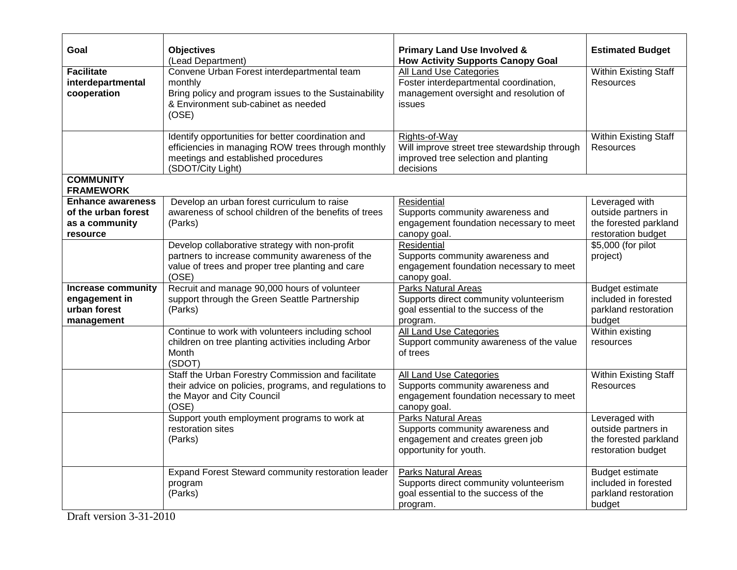| **Goal** | **Objectives** (Lead Department) | **Primary Land Use Involved & How Activity Supports Canopy Goal** | **Estimated Budget** |
|---|---|---|---|
| **Facilitate interdepartmental cooperation** | Convene Urban Forest interdepartmental team monthly<br>Bring policy and program issues to the Sustainability & Environment sub-cabinet as needed<br>(OSE) | All Land Use Categories<br>Foster interdepartmental coordination, management oversight and resolution of issues | Within Existing Staff Resources |
| | Identify opportunities for better coordination and efficiencies in managing ROW trees through monthly meetings and established procedures<br>(SDOT/City Light) | Rights-of-Way<br>Will improve street tree stewardship through improved tree selection and planting decisions | Within Existing Staff Resources |
| **COMMUNITY FRAMEWORK** | | | |
| **Enhance awareness of the urban forest as a community resource** | Develop an urban forest curriculum to raise awareness of school children of the benefits of trees<br>(Parks) | Residential<br>Supports community awareness and engagement foundation necessary to meet canopy goal. | Leveraged with outside partners in the forested parkland restoration budget |
| | Develop collaborative strategy with non-profit partners to increase community awareness of the value of trees and proper tree planting and care<br>(OSE) | Residential<br>Supports community awareness and engagement foundation necessary to meet canopy goal. | $5,000 (for pilot project) |
| **Increase community engagement in urban forest management** | Recruit and manage 90,000 hours of volunteer support through the Green Seattle Partnership<br>(Parks) | Parks Natural Areas<br>Supports direct community volunteerism goal essential to the success of the program. | Budget estimate included in forested parkland restoration budget |
| | Continue to work with volunteers including school children on tree planting activities including Arbor Month<br>(SDOT) | All Land Use Categories<br>Support community awareness of the value of trees | Within existing resources |
| | Staff the Urban Forestry Commission and facilitate their advice on policies, programs, and regulations to the Mayor and City Council<br>(OSE) | All Land Use Categories<br>Supports community awareness and engagement foundation necessary to meet canopy goal. | Within Existing Staff Resources |
| | Support youth employment programs to work at restoration sites<br>(Parks) | Parks Natural Areas<br>Supports community awareness and engagement and creates green job opportunity for youth. | Leveraged with outside partners in the forested parkland restoration budget |
| | Expand Forest Steward community restoration leader program<br>(Parks) | Parks Natural Areas<br>Supports direct community volunteerism goal essential to the success of the program. | Budget estimate included in forested parkland restoration budget |

Draft version 3-31-2010